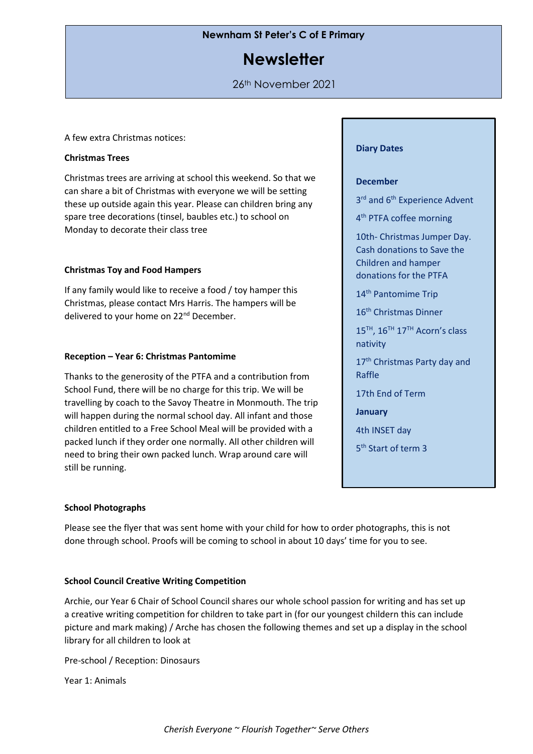**Newnham St Peter's C of E Primary**

# Newsletter

26th November 2021

A few extra Christmas notices:

**Christmas Trees**

Christmas trees are arriving at school this weekend. So that we can share a bit of Christmas with everyone we will be setting these up outside again this year. Please can children bring any spare tree decorations (tinsel, baubles etc.) to school on Monday to decorate their class tree

**Christmas Toy and Food Hampers**

If any family would like to receive a food / toy hamper this Christmas, please contact Mrs Harris. The hampers will be delivered to your home on 22nd December.

**Reception – Year 6: Christmas Pantomime**

Thanks to the generosity of the PTFA and a contribution from School Fund, there will be no charge for this trip. We will be travelling by coach to the Savoy Theatre in Monmouth. The trip will happen during the normal school day. All infant and those children entitled to a Free School Meal will be provided with a packed lunch if they order one normally. All other children will need to bring their own packed lunch. Wrap around care will still be running.

**Diary Dates**

**December**

3rd and 6th Experience Advent

4th PTFA coffee morning

10th- Christmas Jumper Day. Cash donations to Save the Children and hamper donations for the PTFA

14th Pantomime Trip

16th Christmas Dinner

15TH, 16TH 17TH Acorn's class nativity

17th Christmas Party day and Raffle

17th End of Term

**January**

4th INSET day

5th Start of term 3

**School Photographs**

Please see the flyer that was sent home with your child for how to order photographs, this is not done through school. Proofs will be coming to school in about 10 days' time for you to see.

**School Council Creative Writing Competition**

Archie, our Year 6 Chair of School Council shares our whole school passion for writing and has set up a creative writing competition for children to take part in (for our youngest childern this can include picture and mark making) / Arche has chosen the following themes and set up a display in the school library for all children to look at

Pre-school / Reception: Dinosaurs

Year 1: Animals

*Cherish Everyone ~ Flourish Together~ Serve Others*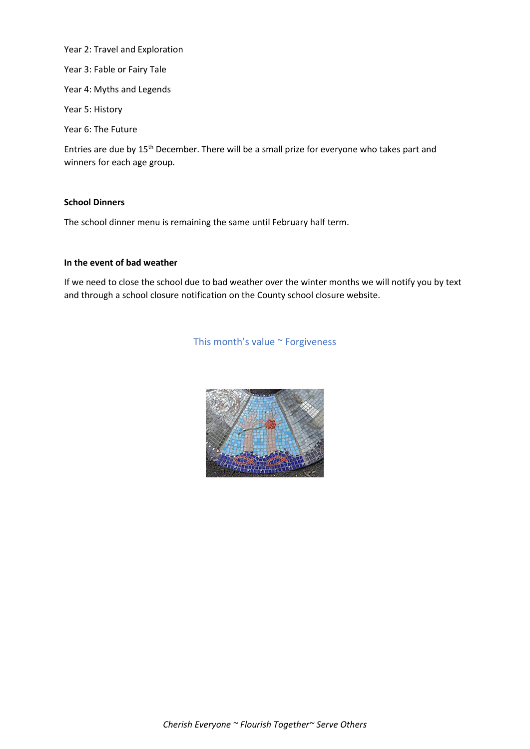Year 2: Travel and Exploration

Year 3: Fable or Fairy Tale

Year 4: Myths and Legends

Year 5: History

Year 6: The Future

Entries are due by 15th December. There will be a small prize for everyone who takes part and winners for each age group.

**School Dinners**

The school dinner menu is remaining the same until February half term.

**In the event of bad weather**

If we need to close the school due to bad weather over the winter months we will notify you by text and through a school closure notification on the County school closure website.

This month's value ~ Forgiveness

*Cherish Everyone ~ Flourish Together~ Serve Others*